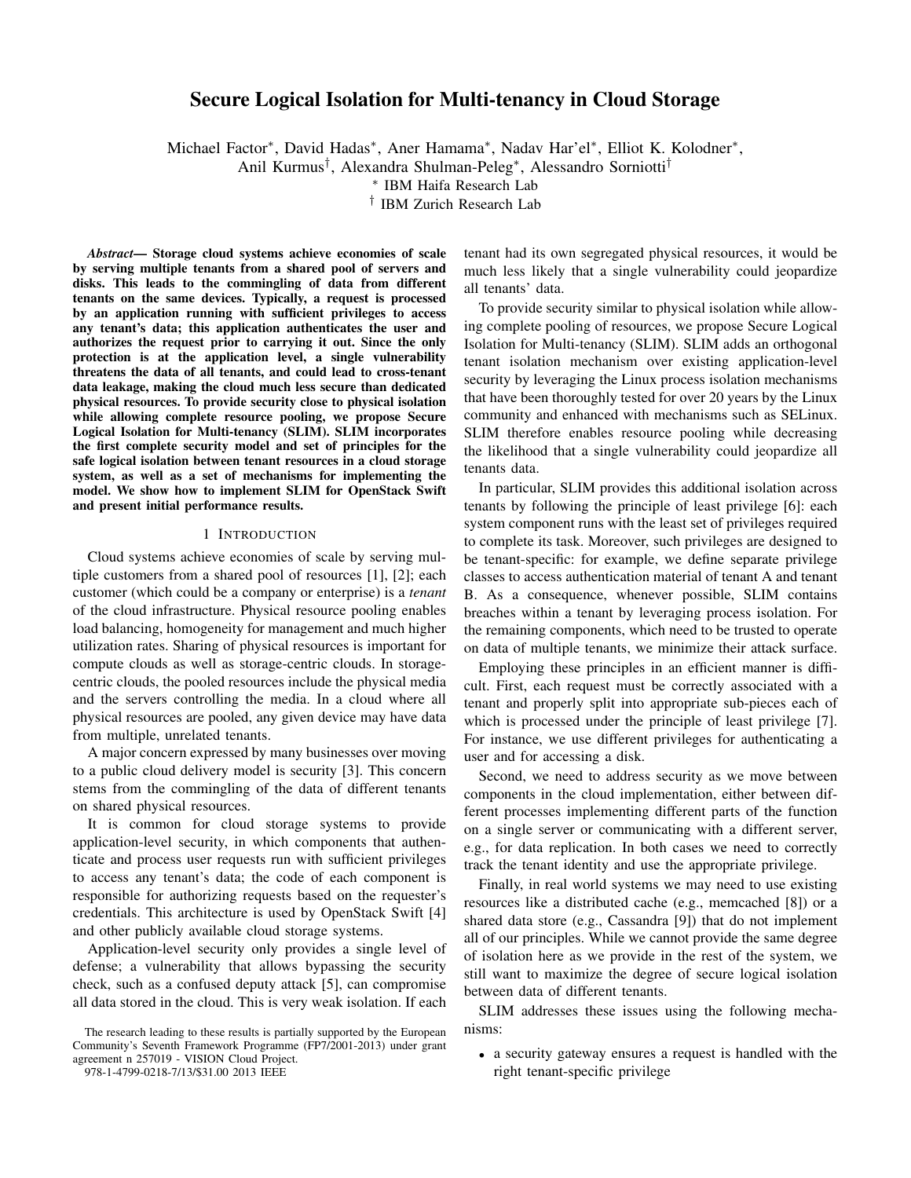# Secure Logical Isolation for Multi-tenancy in Cloud Storage

Michael Factor[*], David Hadas[*], Aner Hamama[*], Nadav Har'el[*], Elliot K. Kolodner[*], Anil Kurmus[†], Alexandra Shulman-Peleg[*], Alessandro Sorniotti[†]

[*] IBM Haifa Research Lab

[†] IBM Zurich Research Lab

***Abstract*— Storage cloud systems achieve economies of scale by serving multiple tenants from a shared pool of servers and disks. This leads to the commingling of data from different tenants on the same devices. Typically, a request is processed by an application running with sufficient privileges to access any tenant's data; this application authenticates the user and authorizes the request prior to carrying it out. Since the only protection is at the application level, a single vulnerability threatens the data of all tenants, and could lead to cross-tenant data leakage, making the cloud much less secure than dedicated physical resources. To provide security close to physical isolation while allowing complete resource pooling, we propose Secure Logical Isolation for Multi-tenancy (SLIM). SLIM incorporates the first complete security model and set of principles for the safe logical isolation between tenant resources in a cloud storage system, as well as a set of mechanisms for implementing the model. We show how to implement SLIM for OpenStack Swift and present initial performance results.**

## 1 Introduction

Cloud systems achieve economies of scale by serving multiple customers from a shared pool of resources [1], [2]; each customer (which could be a company or enterprise) is a *tenant* of the cloud infrastructure. Physical resource pooling enables load balancing, homogeneity for management and much higher utilization rates. Sharing of physical resources is important for compute clouds as well as storage-centric clouds. In storage-centric clouds, the pooled resources include the physical media and the servers controlling the media. In a cloud where all physical resources are pooled, any given device may have data from multiple, unrelated tenants.

A major concern expressed by many businesses over moving to a public cloud delivery model is security [3]. This concern stems from the commingling of the data of different tenants on shared physical resources.

It is common for cloud storage systems to provide application-level security, in which components that authenticate and process user requests run with sufficient privileges to access any tenant's data; the code of each component is responsible for authorizing requests based on the requester's credentials. This architecture is used by OpenStack Swift [4] and other publicly available cloud storage systems.

Application-level security only provides a single level of defense; a vulnerability that allows bypassing the security check, such as a confused deputy attack [5], can compromise all data stored in the cloud. This is very weak isolation. If each tenant had its own segregated physical resources, it would be much less likely that a single vulnerability could jeopardize all tenants' data.

To provide security similar to physical isolation while allowing complete pooling of resources, we propose Secure Logical Isolation for Multi-tenancy (SLIM). SLIM adds an orthogonal tenant isolation mechanism over existing application-level security by leveraging the Linux process isolation mechanisms that have been thoroughly tested for over 20 years by the Linux community and enhanced with mechanisms such as SELinux. SLIM therefore enables resource pooling while decreasing the likelihood that a single vulnerability could jeopardize all tenants data.

In particular, SLIM provides this additional isolation across tenants by following the principle of least privilege [6]: each system component runs with the least set of privileges required to complete its task. Moreover, such privileges are designed to be tenant-specific: for example, we define separate privilege classes to access authentication material of tenant A and tenant B. As a consequence, whenever possible, SLIM contains breaches within a tenant by leveraging process isolation. For the remaining components, which need to be trusted to operate on data of multiple tenants, we minimize their attack surface.

Employing these principles in an efficient manner is difficult. First, each request must be correctly associated with a tenant and properly split into appropriate sub-pieces each of which is processed under the principle of least privilege [7]. For instance, we use different privileges for authenticating a user and for accessing a disk.

Second, we need to address security as we move between components in the cloud implementation, either between different processes implementing different parts of the function on a single server or communicating with a different server, e.g., for data replication. In both cases we need to correctly track the tenant identity and use the appropriate privilege.

Finally, in real world systems we may need to use existing resources like a distributed cache (e.g., memcached [8]) or a shared data store (e.g., Cassandra [9]) that do not implement all of our principles. While we cannot provide the same degree of isolation here as we provide in the rest of the system, we still want to maximize the degree of secure logical isolation between data of different tenants.

SLIM addresses these issues using the following mechanisms:

- a security gateway ensures a request is handled with the right tenant-specific privilege

The research leading to these results is partially supported by the European Community's Seventh Framework Programme (FP7/2001-2013) under grant agreement n 257019 - VISION Cloud Project.

978-1-4799-0218-7/13/$31.00 2013 IEEE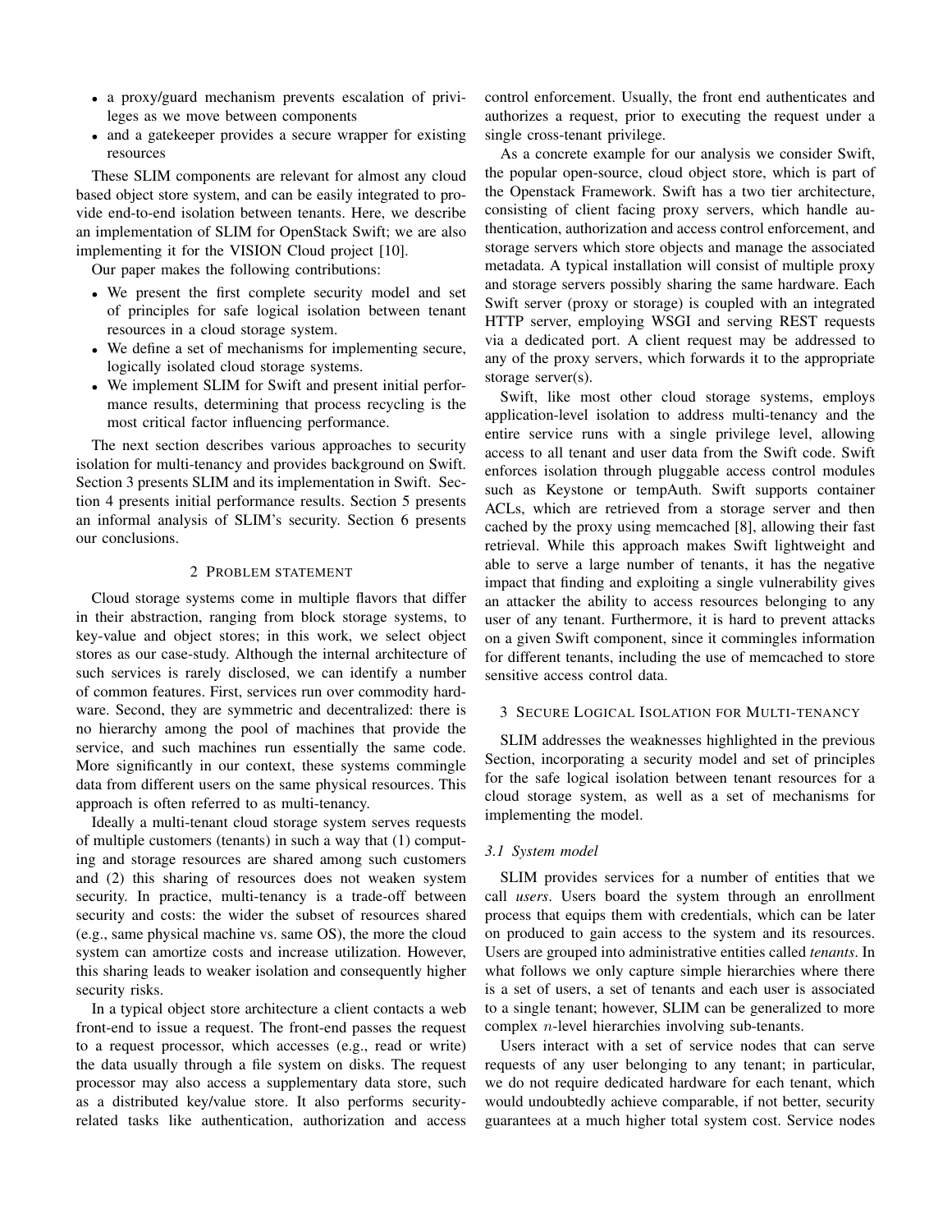- a proxy/guard mechanism prevents escalation of privileges as we move between components
- and a gatekeeper provides a secure wrapper for existing resources

These SLIM components are relevant for almost any cloud based object store system, and can be easily integrated to provide end-to-end isolation between tenants. Here, we describe an implementation of SLIM for OpenStack Swift; we are also implementing it for the VISION Cloud project [10].

Our paper makes the following contributions:

- We present the first complete security model and set of principles for safe logical isolation between tenant resources in a cloud storage system.
- We define a set of mechanisms for implementing secure, logically isolated cloud storage systems.
- We implement SLIM for Swift and present initial performance results, determining that process recycling is the most critical factor influencing performance.

The next section describes various approaches to security isolation for multi-tenancy and provides background on Swift. Section 3 presents SLIM and its implementation in Swift. Section 4 presents initial performance results. Section 5 presents an informal analysis of SLIM's security. Section 6 presents our conclusions.

## 2 Problem statement

Cloud storage systems come in multiple flavors that differ in their abstraction, ranging from block storage systems, to key-value and object stores; in this work, we select object stores as our case-study. Although the internal architecture of such services is rarely disclosed, we can identify a number of common features. First, services run over commodity hardware. Second, they are symmetric and decentralized: there is no hierarchy among the pool of machines that provide the service, and such machines run essentially the same code. More significantly in our context, these systems commingle data from different users on the same physical resources. This approach is often referred to as multi-tenancy.

Ideally a multi-tenant cloud storage system serves requests of multiple customers (tenants) in such a way that (1) computing and storage resources are shared among such customers and (2) this sharing of resources does not weaken system security. In practice, multi-tenancy is a trade-off between security and costs: the wider the subset of resources shared (e.g., same physical machine vs. same OS), the more the cloud system can amortize costs and increase utilization. However, this sharing leads to weaker isolation and consequently higher security risks.

In a typical object store architecture a client contacts a web front-end to issue a request. The front-end passes the request to a request processor, which accesses (e.g., read or write) the data usually through a file system on disks. The request processor may also access a supplementary data store, such as a distributed key/value store. It also performs security-related tasks like authentication, authorization and access control enforcement. Usually, the front end authenticates and authorizes a request, prior to executing the request under a single cross-tenant privilege.

As a concrete example for our analysis we consider Swift, the popular open-source, cloud object store, which is part of the Openstack Framework. Swift has a two tier architecture, consisting of client facing proxy servers, which handle authentication, authorization and access control enforcement, and storage servers which store objects and manage the associated metadata. A typical installation will consist of multiple proxy and storage servers possibly sharing the same hardware. Each Swift server (proxy or storage) is coupled with an integrated HTTP server, employing WSGI and serving REST requests via a dedicated port. A client request may be addressed to any of the proxy servers, which forwards it to the appropriate storage server(s).

Swift, like most other cloud storage systems, employs application-level isolation to address multi-tenancy and the entire service runs with a single privilege level, allowing access to all tenant and user data from the Swift code. Swift enforces isolation through pluggable access control modules such as Keystone or tempAuth. Swift supports container ACLs, which are retrieved from a storage server and then cached by the proxy using memcached [8], allowing their fast retrieval. While this approach makes Swift lightweight and able to serve a large number of tenants, it has the negative impact that finding and exploiting a single vulnerability gives an attacker the ability to access resources belonging to any user of any tenant. Furthermore, it is hard to prevent attacks on a given Swift component, since it commingles information for different tenants, including the use of memcached to store sensitive access control data.

## 3 Secure Logical Isolation for Multi-tenancy

SLIM addresses the weaknesses highlighted in the previous Section, incorporating a security model and set of principles for the safe logical isolation between tenant resources for a cloud storage system, as well as a set of mechanisms for implementing the model.

### 3.1 System model

SLIM provides services for a number of entities that we call *users*. Users board the system through an enrollment process that equips them with credentials, which can be later on produced to gain access to the system and its resources. Users are grouped into administrative entities called *tenants*. In what follows we only capture simple hierarchies where there is a set of users, a set of tenants and each user is associated to a single tenant; however, SLIM can be generalized to more complex $n$-level hierarchies involving sub-tenants.

Users interact with a set of service nodes that can serve requests of any user belonging to any tenant; in particular, we do not require dedicated hardware for each tenant, which would undoubtedly achieve comparable, if not better, security guarantees at a much higher total system cost. Service nodes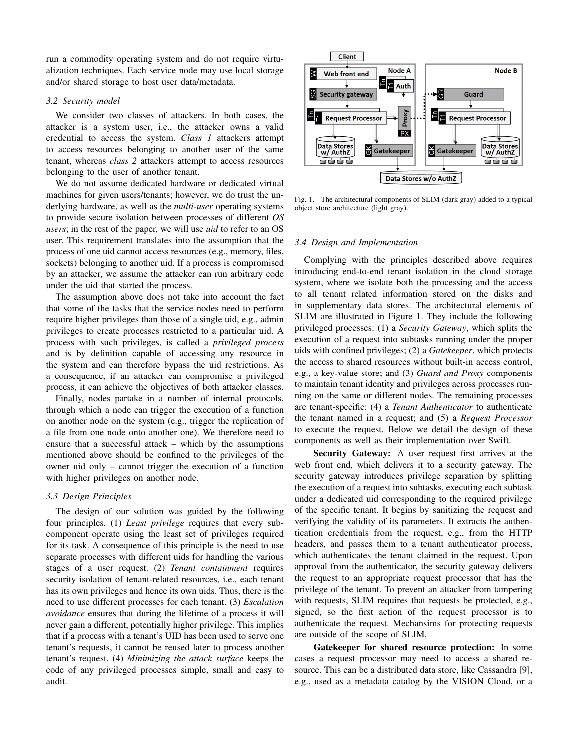run a commodity operating system and do not require virtualization techniques. Each service node may use local storage and/or shared storage to host user data/metadata.

### 3.2 Security model

We consider two classes of attackers. In both cases, the attacker is a system user, i.e., the attacker owns a valid credential to access the system. *Class 1* attackers attempt to access resources belonging to another user of the same tenant, whereas *class 2* attackers attempt to access resources belonging to the user of another tenant.

We do not assume dedicated hardware or dedicated virtual machines for given users/tenants; however, we do trust the underlying hardware, as well as the *multi-user* operating systems to provide secure isolation between processes of different *OS users*; in the rest of the paper, we will use *uid* to refer to an OS user. This requirement translates into the assumption that the process of one uid cannot access resources (e.g., memory, files, sockets) belonging to another uid. If a process is compromised by an attacker, we assume the attacker can run arbitrary code under the uid that started the process.

The assumption above does not take into account the fact that some of the tasks that the service nodes need to perform require higher privileges than those of a single uid, e.g., admin privileges to create processes restricted to a particular uid. A process with such privileges, is called a *privileged process* and is by definition capable of accessing any resource in the system and can therefore bypass the uid restrictions. As a consequence, if an attacker can compromise a privileged process, it can achieve the objectives of both attacker classes.

Finally, nodes partake in a number of internal protocols, through which a node can trigger the execution of a function on another node on the system (e.g., trigger the replication of a file from one node onto another one). We therefore need to ensure that a successful attack – which by the assumptions mentioned above should be confined to the privileges of the owner uid only – cannot trigger the execution of a function with higher privileges on another node.

### 3.3 Design Principles

The design of our solution was guided by the following four principles. (1) *Least privilege* requires that every subcomponent operate using the least set of privileges required for its task. A consequence of this principle is the need to use separate processes with different uids for handling the various stages of a user request. (2) *Tenant containment* requires security isolation of tenant-related resources, i.e., each tenant has its own privileges and hence its own uids. Thus, there is the need to use different processes for each tenant. (3) *Escalation avoidance* ensures that during the lifetime of a process it will never gain a different, potentially higher privilege. This implies that if a process with a tenant's UID has been used to serve one tenant's requests, it cannot be reused later to process another tenant's request. (4) *Minimizing the attack surface* keeps the code of any privileged processes simple, small and easy to audit.

Client

Node A

Node B

W Web front end

Tn T1 Auth

SG Security gateway

GR Guard

Tn T1 Request Processor

Proxy PX

Tn T1 Request Processor

Data Stores w/ AuthZ

GK Gatekeeper

GK Gatekeeper

Data Stores w/ AuthZ

Data Stores w/o AuthZ

Fig. 1. The architectural components of SLIM (dark gray) added to a typical object store architecture (light gray).

### 3.4 Design and Implementation

Complying with the principles described above requires introducing end-to-end tenant isolation in the cloud storage system, where we isolate both the processing and the access to all tenant related information stored on the disks and in supplementary data stores. The architectural elements of SLIM are illustrated in Figure 1. They include the following privileged processes: (1) a *Security Gateway*, which splits the execution of a request into subtasks running under the proper uids with confined privileges; (2) a *Gatekeeper*, which protects the access to shared resources without built-in access control, e.g., a key-value store; and (3) *Guard and Proxy* components to maintain tenant identity and privileges across processes running on the same or different nodes. The remaining processes are tenant-specific: (4) a *Tenant Authenticator* to authenticate the tenant named in a request; and (5) a *Request Processor* to execute the request. Below we detail the design of these components as well as their implementation over Swift.

**Security Gateway:** A user request first arrives at the web front end, which delivers it to a security gateway. The security gateway introduces privilege separation by splitting the execution of a request into subtasks, executing each subtask under a dedicated uid corresponding to the required privilege of the specific tenant. It begins by sanitizing the request and verifying the validity of its parameters. It extracts the authentication credentials from the request, e.g., from the HTTP headers, and passes them to a tenant authenticator process, which authenticates the tenant claimed in the request. Upon approval from the authenticator, the security gateway delivers the request to an appropriate request processor that has the privilege of the tenant. To prevent an attacker from tampering with requests, SLIM requires that requests be protected, e.g., signed, so the first action of the request processor is to authenticate the request. Mechansims for protecting requests are outside of the scope of SLIM.

**Gatekeeper for shared resource protection:** In some cases a request processor may need to access a shared resource. This can be a distributed data store, like Cassandra [9], e.g., used as a metadata catalog by the VISION Cloud, or a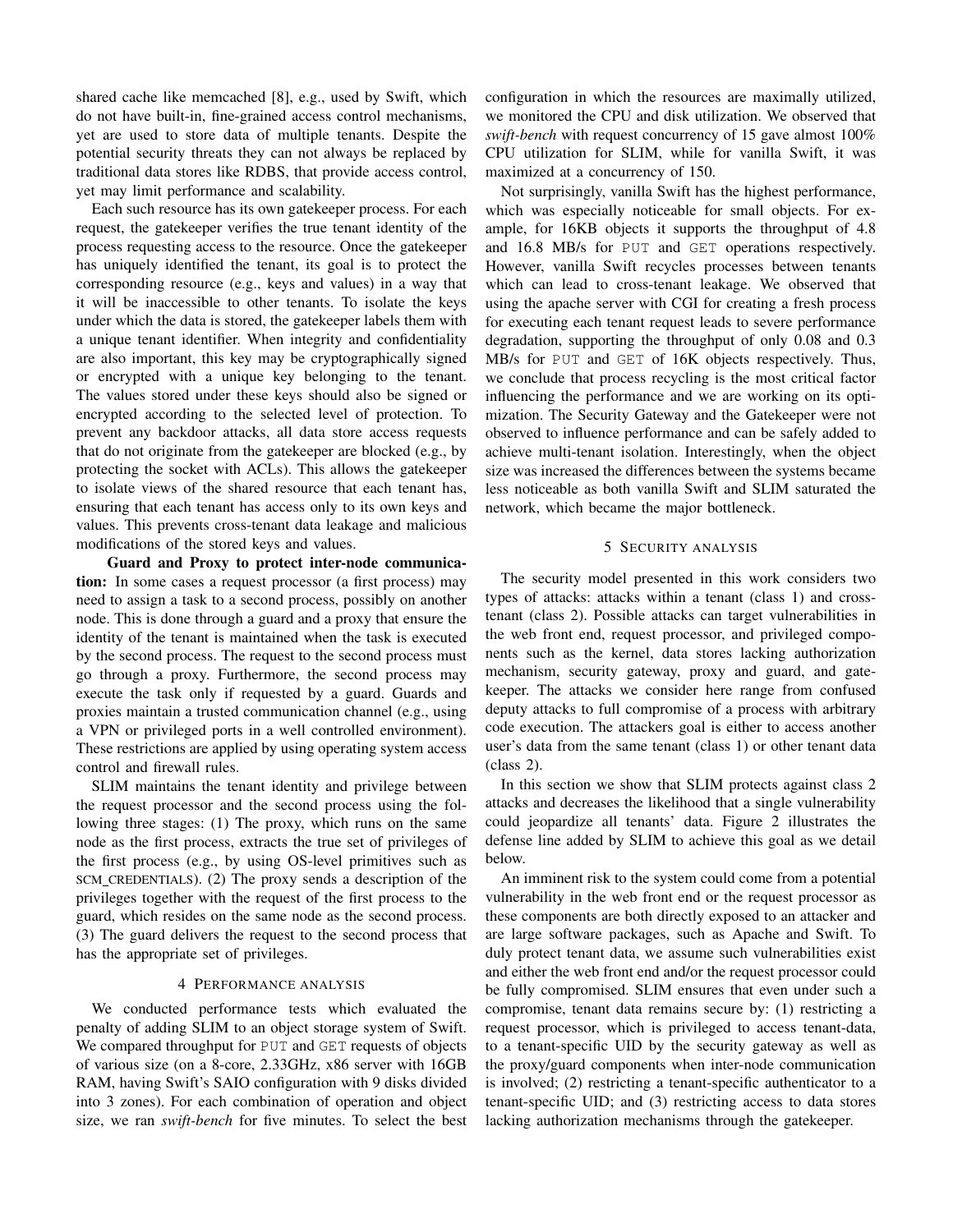shared cache like memcached [8], e.g., used by Swift, which do not have built-in, fine-grained access control mechanisms, yet are used to store data of multiple tenants. Despite the potential security threats they can not always be replaced by traditional data stores like RDBS, that provide access control, yet may limit performance and scalability.

Each such resource has its own gatekeeper process. For each request, the gatekeeper verifies the true tenant identity of the process requesting access to the resource. Once the gatekeeper has uniquely identified the tenant, its goal is to protect the corresponding resource (e.g., keys and values) in a way that it will be inaccessible to other tenants. To isolate the keys under which the data is stored, the gatekeeper labels them with a unique tenant identifier. When integrity and confidentiality are also important, this key may be cryptographically signed or encrypted with a unique key belonging to the tenant. The values stored under these keys should also be signed or encrypted according to the selected level of protection. To prevent any backdoor attacks, all data store access requests that do not originate from the gatekeeper are blocked (e.g., by protecting the socket with ACLs). This allows the gatekeeper to isolate views of the shared resource that each tenant has, ensuring that each tenant has access only to its own keys and values. This prevents cross-tenant data leakage and malicious modifications of the stored keys and values.

**Guard and Proxy to protect inter-node communication:** In some cases a request processor (a first process) may need to assign a task to a second process, possibly on another node. This is done through a guard and a proxy that ensure the identity of the tenant is maintained when the task is executed by the second process. The request to the second process must go through a proxy. Furthermore, the second process may execute the task only if requested by a guard. Guards and proxies maintain a trusted communication channel (e.g., using a VPN or privileged ports in a well controlled environment). These restrictions are applied by using operating system access control and firewall rules.

SLIM maintains the tenant identity and privilege between the request processor and the second process using the following three stages: (1) The proxy, which runs on the same node as the first process, extracts the true set of privileges of the first process (e.g., by using OS-level primitives such as SCM_CREDENTIALS). (2) The proxy sends a description of the privileges together with the request of the first process to the guard, which resides on the same node as the second process. (3) The guard delivers the request to the second process that has the appropriate set of privileges.

## 4 Performance analysis

We conducted performance tests which evaluated the penalty of adding SLIM to an object storage system of Swift. We compared throughput for `PUT` and `GET` requests of objects of various size (on a 8-core, 2.33GHz, x86 server with 16GB RAM, having Swift's SAIO configuration with 9 disks divided into 3 zones). For each combination of operation and object size, we ran *swift-bench* for five minutes. To select the best configuration in which the resources are maximally utilized, we monitored the CPU and disk utilization. We observed that *swift-bench* with request concurrency of 15 gave almost 100% CPU utilization for SLIM, while for vanilla Swift, it was maximized at a concurrency of 150.

Not surprisingly, vanilla Swift has the highest performance, which was especially noticeable for small objects. For example, for 16KB objects it supports the throughput of 4.8 and 16.8 MB/s for `PUT` and `GET` operations respectively. However, vanilla Swift recycles processes between tenants which can lead to cross-tenant leakage. We observed that using the apache server with CGI for creating a fresh process for executing each tenant request leads to severe performance degradation, supporting the throughput of only 0.08 and 0.3 MB/s for `PUT` and `GET` of 16K objects respectively. Thus, we conclude that process recycling is the most critical factor influencing the performance and we are working on its optimization. The Security Gateway and the Gatekeeper were not observed to influence performance and can be safely added to achieve multi-tenant isolation. Interestingly, when the object size was increased the differences between the systems became less noticeable as both vanilla Swift and SLIM saturated the network, which became the major bottleneck.

## 5 Security analysis

The security model presented in this work considers two types of attacks: attacks within a tenant (class 1) and cross-tenant (class 2). Possible attacks can target vulnerabilities in the web front end, request processor, and privileged components such as the kernel, data stores lacking authorization mechanism, security gateway, proxy and guard, and gatekeeper. The attacks we consider here range from confused deputy attacks to full compromise of a process with arbitrary code execution. The attackers goal is either to access another user's data from the same tenant (class 1) or other tenant data (class 2).

In this section we show that SLIM protects against class 2 attacks and decreases the likelihood that a single vulnerability could jeopardize all tenants' data. Figure 2 illustrates the defense line added by SLIM to achieve this goal as we detail below.

An imminent risk to the system could come from a potential vulnerability in the web front end or the request processor as these components are both directly exposed to an attacker and are large software packages, such as Apache and Swift. To duly protect tenant data, we assume such vulnerabilities exist and either the web front end and/or the request processor could be fully compromised. SLIM ensures that even under such a compromise, tenant data remains secure by: (1) restricting a request processor, which is privileged to access tenant-data, to a tenant-specific UID by the security gateway as well as the proxy/guard components when inter-node communication is involved; (2) restricting a tenant-specific authenticator to a tenant-specific UID; and (3) restricting access to data stores lacking authorization mechanisms through the gatekeeper.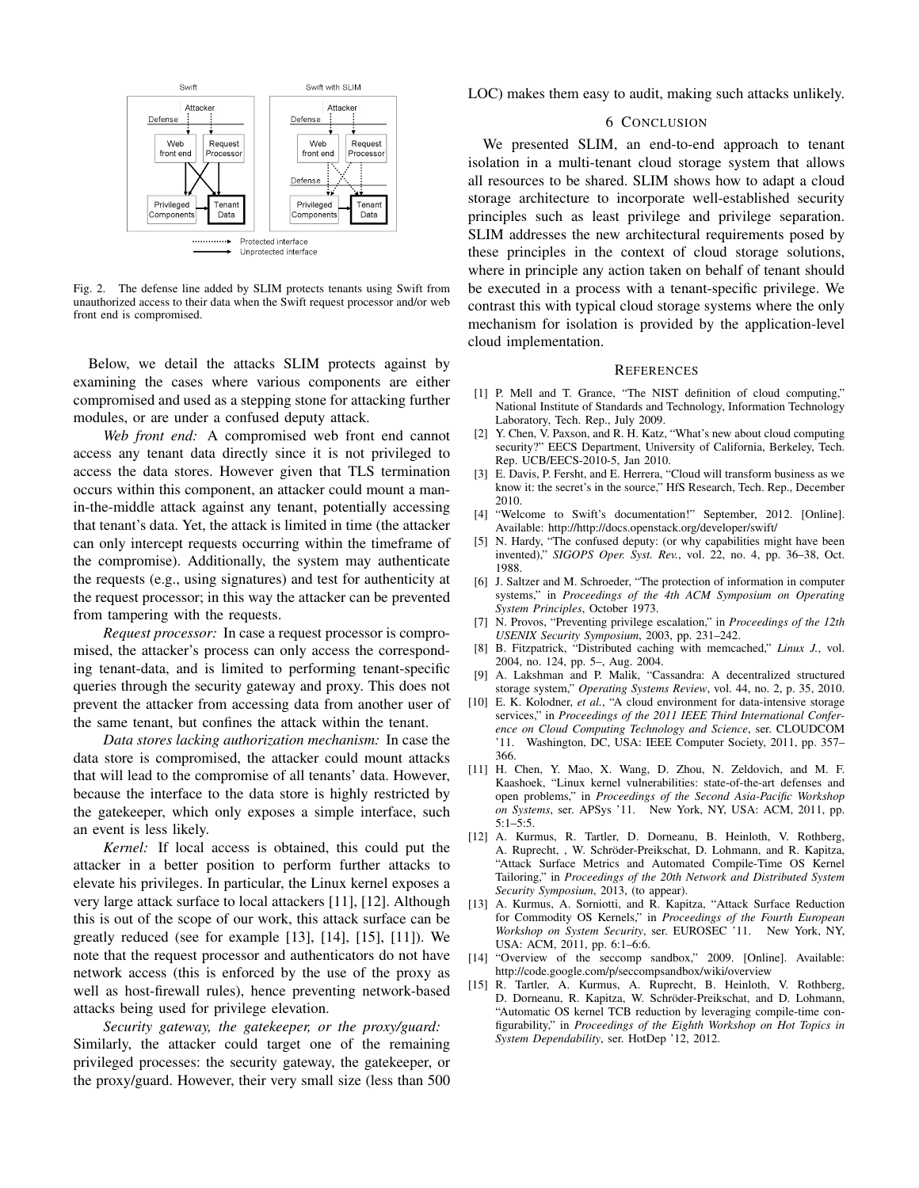Swift

Swift with SLIM

Attacker

Defense

Web front end

Request Processor

Privileged Components

Tenant Data

Attacker

Defense

Web front end

Request Processor

Defense

Privileged Components

Tenant Data

Protected interface

Unprotected interface

Fig. 2. The defense line added by SLIM protects tenants using Swift from unauthorized access to their data when the Swift request processor and/or web front end is compromised.

Below, we detail the attacks SLIM protects against by examining the cases where various components are either compromised and used as a stepping stone for attacking further modules, or are under a confused deputy attack.

*Web front end:* A compromised web front end cannot access any tenant data directly since it is not privileged to access the data stores. However given that TLS termination occurs within this component, an attacker could mount a man-in-the-middle attack against any tenant, potentially accessing that tenant's data. Yet, the attack is limited in time (the attacker can only intercept requests occurring within the timeframe of the compromise). Additionally, the system may authenticate the requests (e.g., using signatures) and test for authenticity at the request processor; in this way the attacker can be prevented from tampering with the requests.

*Request processor:* In case a request processor is compromised, the attacker's process can only access the corresponding tenant-data, and is limited to performing tenant-specific queries through the security gateway and proxy. This does not prevent the attacker from accessing data from another user of the same tenant, but confines the attack within the tenant.

*Data stores lacking authorization mechanism:* In case the data store is compromised, the attacker could mount attacks that will lead to the compromise of all tenants' data. However, because the interface to the data store is highly restricted by the gatekeeper, which only exposes a simple interface, such an event is less likely.

*Kernel:* If local access is obtained, this could put the attacker in a better position to perform further attacks to elevate his privileges. In particular, the Linux kernel exposes a very large attack surface to local attackers [11], [12]. Although this is out of the scope of our work, this attack surface can be greatly reduced (see for example [13], [14], [15], [11]). We note that the request processor and authenticators do not have network access (this is enforced by the use of the proxy as well as host-firewall rules), hence preventing network-based attacks being used for privilege elevation.

*Security gateway, the gatekeeper, or the proxy/guard:* Similarly, the attacker could target one of the remaining privileged processes: the security gateway, the gatekeeper, or the proxy/guard. However, their very small size (less than 500 LOC) makes them easy to audit, making such attacks unlikely.

## 6 Conclusion

We presented SLIM, an end-to-end approach to tenant isolation in a multi-tenant cloud storage system that allows all resources to be shared. SLIM shows how to adapt a cloud storage architecture to incorporate well-established security principles such as least privilege and privilege separation. SLIM addresses the new architectural requirements posed by these principles in the context of cloud storage solutions, where in principle any action taken on behalf of tenant should be executed in a process with a tenant-specific privilege. We contrast this with typical cloud storage systems where the only mechanism for isolation is provided by the application-level cloud implementation.

## References

[1] P. Mell and T. Grance, "The NIST definition of cloud computing," National Institute of Standards and Technology, Information Technology Laboratory, Tech. Rep., July 2009.

[2] Y. Chen, V. Paxson, and R. H. Katz, "What's new about cloud computing security?" EECS Department, University of California, Berkeley, Tech. Rep. UCB/EECS-2010-5, Jan 2010.

[3] E. Davis, P. Fersht, and E. Herrera, "Cloud will transform business as we know it: the secret's in the source," HfS Research, Tech. Rep., December 2010.

[4] "Welcome to Swift's documentation!" September, 2012. [Online]. Available: http://http://docs.openstack.org/developer/swift/

[5] N. Hardy, "The confused deputy: (or why capabilities might have been invented)," *SIGOPS Oper. Syst. Rev.*, vol. 22, no. 4, pp. 36–38, Oct. 1988.

[6] J. Saltzer and M. Schroeder, "The protection of information in computer systems," in *Proceedings of the 4th ACM Symposium on Operating System Principles*, October 1973.

[7] N. Provos, "Preventing privilege escalation," in *Proceedings of the 12th USENIX Security Symposium*, 2003, pp. 231–242.

[8] B. Fitzpatrick, "Distributed caching with memcached," *Linux J.*, vol. 2004, no. 124, pp. 5–, Aug. 2004.

[9] A. Lakshman and P. Malik, "Cassandra: A decentralized structured storage system," *Operating Systems Review*, vol. 44, no. 2, p. 35, 2010.

[10] E. K. Kolodner, *et al.*, "A cloud environment for data-intensive storage services," in *Proceedings of the 2011 IEEE Third International Conference on Cloud Computing Technology and Science*, ser. CLOUDCOM '11. Washington, DC, USA: IEEE Computer Society, 2011, pp. 357–366.

[11] H. Chen, Y. Mao, X. Wang, D. Zhou, N. Zeldovich, and M. F. Kaashoek, "Linux kernel vulnerabilities: state-of-the-art defenses and open problems," in *Proceedings of the Second Asia-Pacific Workshop on Systems*, ser. APSys '11. New York, NY, USA: ACM, 2011, pp. 5:1–5:5.

[12] A. Kurmus, R. Tartler, D. Dorneanu, B. Heinloth, V. Rothberg, A. Ruprecht, , W. Schröder-Preikschat, D. Lohmann, and R. Kapitza, "Attack Surface Metrics and Automated Compile-Time OS Kernel Tailoring," in *Proceedings of the 20th Network and Distributed System Security Symposium*, 2013, (to appear).

[13] A. Kurmus, A. Sorniotti, and R. Kapitza, "Attack Surface Reduction for Commodity OS Kernels," in *Proceedings of the Fourth European Workshop on System Security*, ser. EUROSEC '11. New York, NY, USA: ACM, 2011, pp. 6:1–6:6.

[14] "Overview of the seccomp sandbox," 2009. [Online]. Available: http://code.google.com/p/seccompsandbox/wiki/overview

[15] R. Tartler, A. Kurmus, A. Ruprecht, B. Heinloth, V. Rothberg, D. Dorneanu, R. Kapitza, W. Schröder-Preikschat, and D. Lohmann, "Automatic OS kernel TCB reduction by leveraging compile-time configurability," in *Proceedings of the Eighth Workshop on Hot Topics in System Dependability*, ser. HotDep '12, 2012.